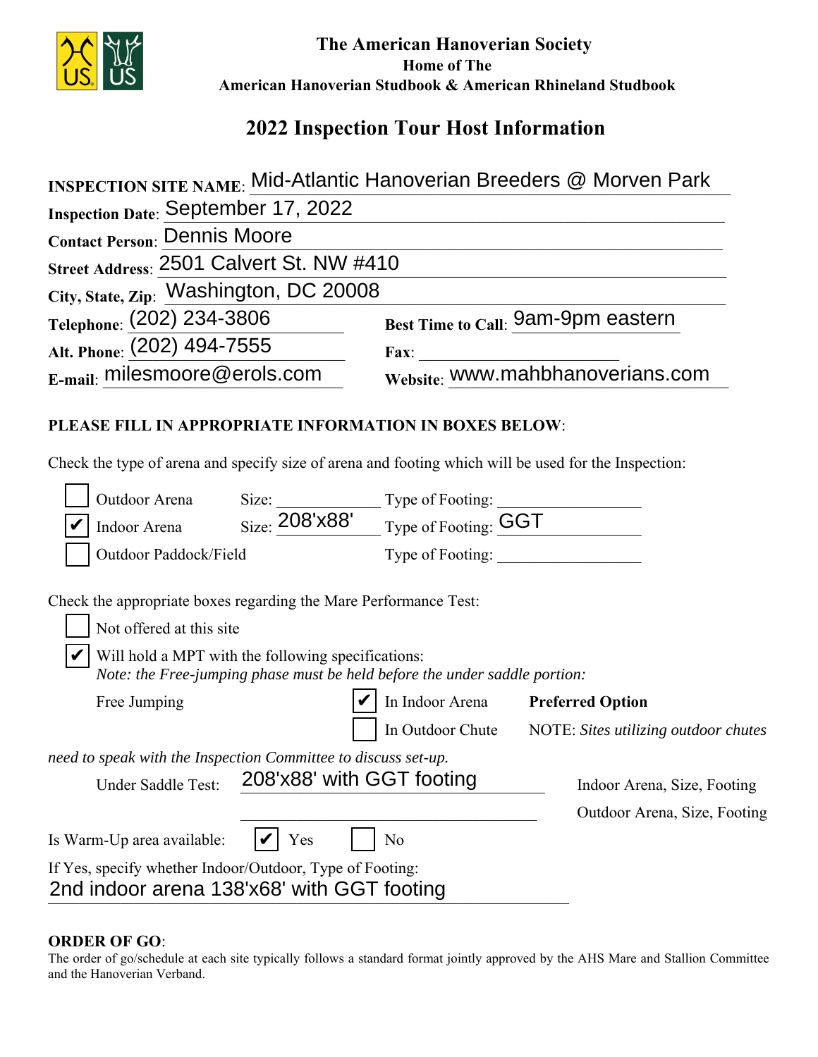**The American Hanoverian Society**
**Home of The**
**American Hanoverian Studbook & American Rhineland Studbook**

# 2022 Inspection Tour Host Information

**INSPECTION SITE NAME**: Mid-Atlantic Hanoverian Breeders @ Morven Park

**Inspection Date**: September 17, 2022

**Contact Person**: Dennis Moore

**Street Address**: 2501 Calvert St. NW #410

**City, State, Zip**: Washington, DC 20008

**Telephone**: (202) 234-3806 **Best Time to Call**: 9am-9pm eastern

**Alt. Phone**: (202) 494-7555 **Fax**: ____________

**E-mail**: milesmoore@erols.com **Website**: www.mahbhanoverians.com

**PLEASE FILL IN APPROPRIATE INFORMATION IN BOXES BELOW**:

Check the type of arena and specify size of arena and footing which will be used for the Inspection:

- ☐ Outdoor Arena Size: ____________ Type of Footing: ____________
- ☑ Indoor Arena Size: 208'x88' Type of Footing: GGT
- ☐ Outdoor Paddock/Field Type of Footing: ____________

Check the appropriate boxes regarding the Mare Performance Test:

- ☐ Not offered at this site
- ☑ Will hold a MPT with the following specifications:
  *Note: the Free-jumping phase must be held before the under saddle portion:*

Free Jumping ☑ In Indoor Arena **Preferred Option**
☐ In Outdoor Chute NOTE: *Sites utilizing outdoor chutes need to speak with the Inspection Committee to discuss set-up.*

Under Saddle Test: 208'x88' with GGT footing — Indoor Arena, Size, Footing
____________ — Outdoor Arena, Size, Footing

Is Warm-Up area available: ☑ Yes ☐ No

If Yes, specify whether Indoor/Outdoor, Type of Footing:
2nd indoor arena 138'x68' with GGT footing

**ORDER OF GO**:
The order of go/schedule at each site typically follows a standard format jointly approved by the AHS Mare and Stallion Committee and the Hanoverian Verband.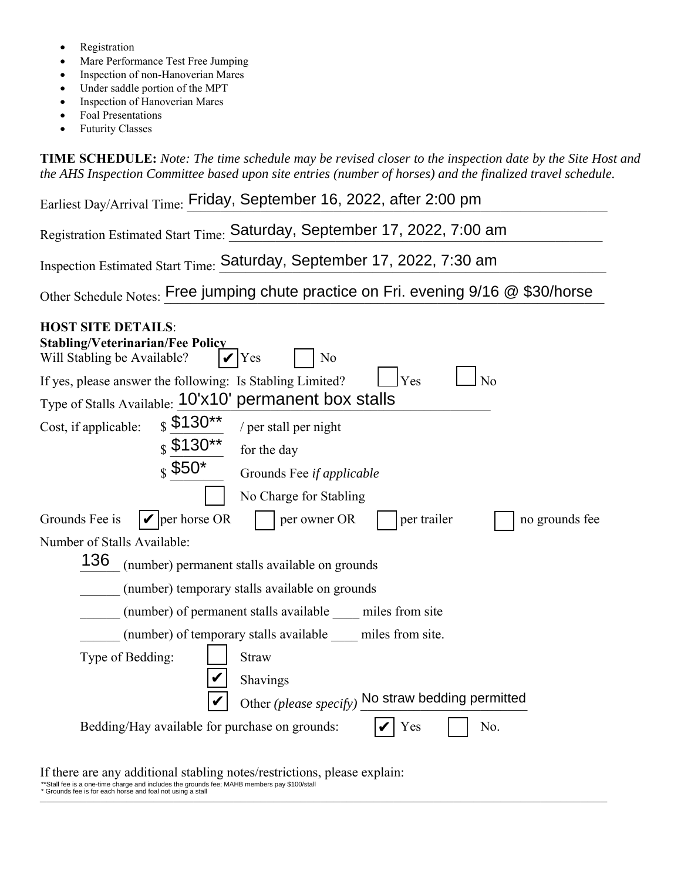- Registration
- Mare Performance Test Free Jumping
- Inspection of non-Hanoverian Mares
- Under saddle portion of the MPT
- Inspection of Hanoverian Mares
- Foal Presentations
- Futurity Classes

**TIME SCHEDULE:** *Note: The time schedule may be revised closer to the inspection date by the Site Host and the AHS Inspection Committee based upon site entries (number of horses) and the finalized travel schedule.*

Earliest Day/Arrival Time: Friday, September 16, 2022, after 2:00 pm

Registration Estimated Start Time: Saturday, September 17, 2022, 7:00 am

Inspection Estimated Start Time: Saturday, September 17, 2022, 7:30 am

Other Schedule Notes: Free jumping chute practice on Fri. evening 9/16 @ $30/horse

**HOST SITE DETAILS**:

**Stabling/Veterinarian/Fee Policy**

Will Stabling be Available? ☑ Yes ☐ No

If yes, please answer the following: Is Stabling Limited? ☐ Yes ☐ No

Type of Stalls Available: 10'x10' permanent box stalls

Cost, if applicable: $ $130** / per stall per night

$ $130** for the day

$ $50* Grounds Fee *if applicable*

☐ No Charge for Stabling

Grounds Fee is ☑ per horse OR ☐ per owner OR ☐ per trailer ☐ no grounds fee

Number of Stalls Available:

136 (number) permanent stalls available on grounds

\_\_\_\_\_\_ (number) temporary stalls available on grounds

\_\_\_\_\_\_ (number) of permanent stalls available \_\_\_\_ miles from site

\_\_\_\_\_\_ (number) of temporary stalls available \_\_\_\_ miles from site.

Type of Bedding: ☐ Straw

☑ Shavings

☑ Other *(please specify)* No straw bedding permitted

Bedding/Hay available for purchase on grounds: ☑ Yes ☐ No.

If there are any additional stabling notes/restrictions, please explain:

**Stall fee is a one-time charge and includes the grounds fee; MAHB members pay $100/stall

* Grounds fee is for each horse and foal not using a stall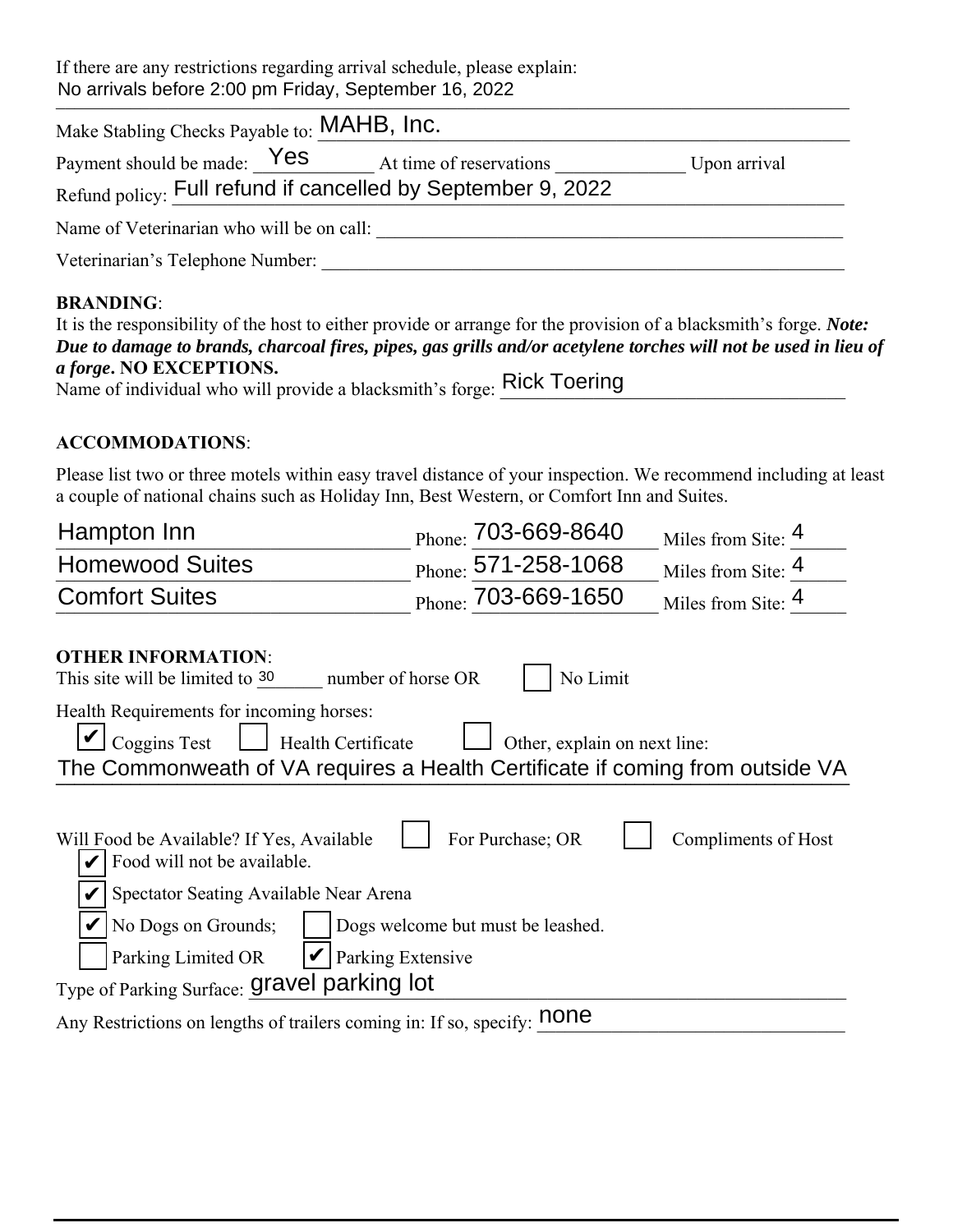If there are any restrictions regarding arrival schedule, please explain:
No arrivals before 2:00 pm Friday, September 16, 2022

Make Stabling Checks Payable to: MAHB, Inc.

Payment should be made: Yes At time of reservations ______________ Upon arrival

Refund policy: Full refund if cancelled by September 9, 2022

Name of Veterinarian who will be on call: ____________________

Veterinarian's Telephone Number: ____________________

**BRANDING**:

It is the responsibility of the host to either provide or arrange for the provision of a blacksmith's forge. ***Note: Due to damage to brands, charcoal fires, pipes, gas grills and/or acetylene torches will not be used in lieu of a forge*. NO EXCEPTIONS.**

Name of individual who will provide a blacksmith's forge: Rick Toering

**ACCOMMODATIONS**:

Please list two or three motels within easy travel distance of your inspection. We recommend including at least a couple of national chains such as Holiday Inn, Best Western, or Comfort Inn and Suites.

| Motel | Phone | Miles from Site |
|---|---|---|
| Hampton Inn | 703-669-8640 | 4 |
| Homewood Suites | 571-258-1068 | 4 |
| Comfort Suites | 703-669-1650 | 4 |

**OTHER INFORMATION**:

This site will be limited to 30 number of horse OR ☐ No Limit

Health Requirements for incoming horses:

☑ Coggins Test ☐ Health Certificate ☐ Other, explain on next line:

The Commonweath of VA requires a Health Certificate if coming from outside VA

Will Food be Available? If Yes, Available ☐ For Purchase; OR ☐ Compliments of Host

☑ Food will not be available.

☑ Spectator Seating Available Near Arena

☑ No Dogs on Grounds; ☐ Dogs welcome but must be leashed.

☐ Parking Limited OR ☑ Parking Extensive

Type of Parking Surface: gravel parking lot

Any Restrictions on lengths of trailers coming in: If so, specify: none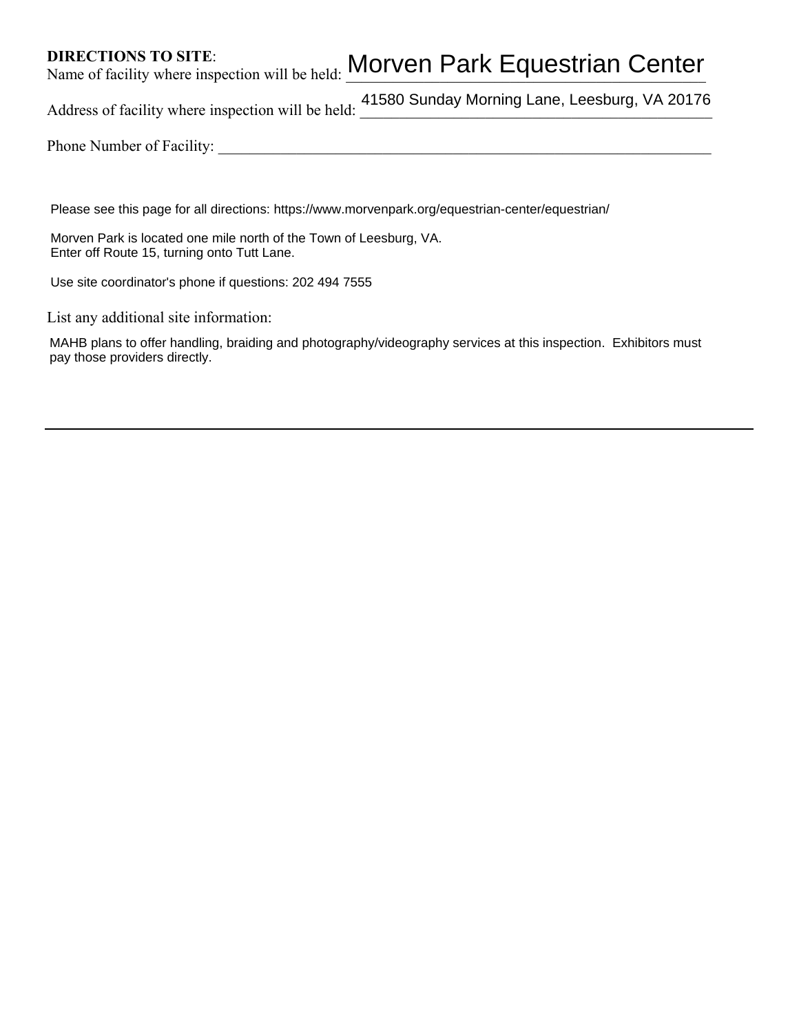**DIRECTIONS TO SITE**:

Name of facility where inspection will be held: Morven Park Equestrian Center

Address of facility where inspection will be held: 41580 Sunday Morning Lane, Leesburg, VA 20176

Phone Number of Facility: ___________________________________________

Please see this page for all directions: https://www.morvenpark.org/equestrian-center/equestrian/

Morven Park is located one mile north of the Town of Leesburg, VA.
Enter off Route 15, turning onto Tutt Lane.

Use site coordinator's phone if questions: 202 494 7555

List any additional site information:

MAHB plans to offer handling, braiding and photography/videography services at this inspection. Exhibitors must pay those providers directly.